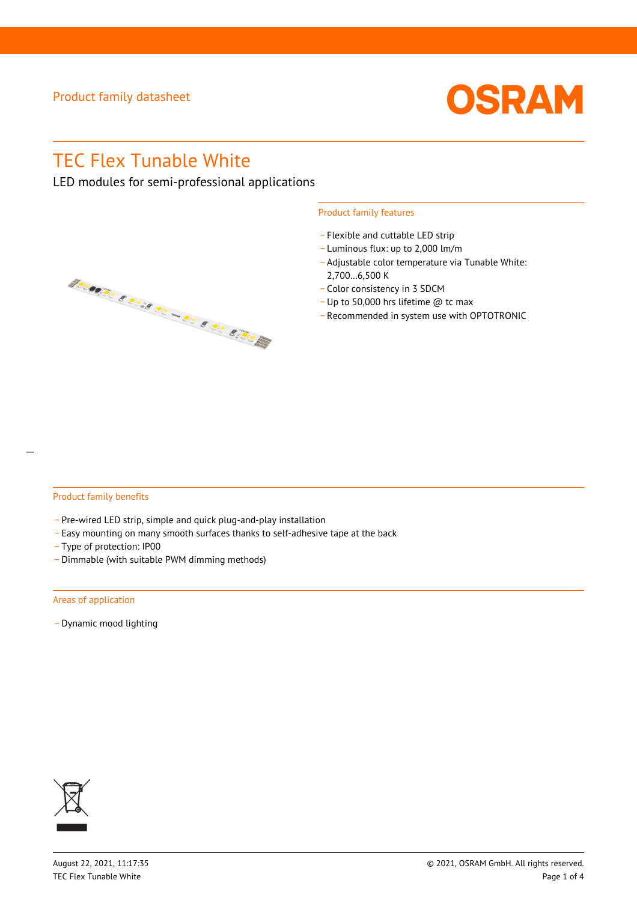Product family datasheet

# TEC Flex Tunable White

LED modules for semi-professional applications

## Product family features

- Flexible and cuttable LED strip
- Luminous flux: up to 2,000 lm/m
- Adjustable color temperature via Tunable White: 2,700...6,500 K
- Color consistency in 3 SDCM
- Up to 50,000 hrs lifetime @ tc max
- Recommended in system use with OPTOTRONIC

## Product family benefits

- Pre-wired LED strip, simple and quick plug-and-play installation
- Easy mounting on many smooth surfaces thanks to self-adhesive tape at the back
- Type of protection: IP00
- Dimmable (with suitable PWM dimming methods)

## Areas of application

- Dynamic mood lighting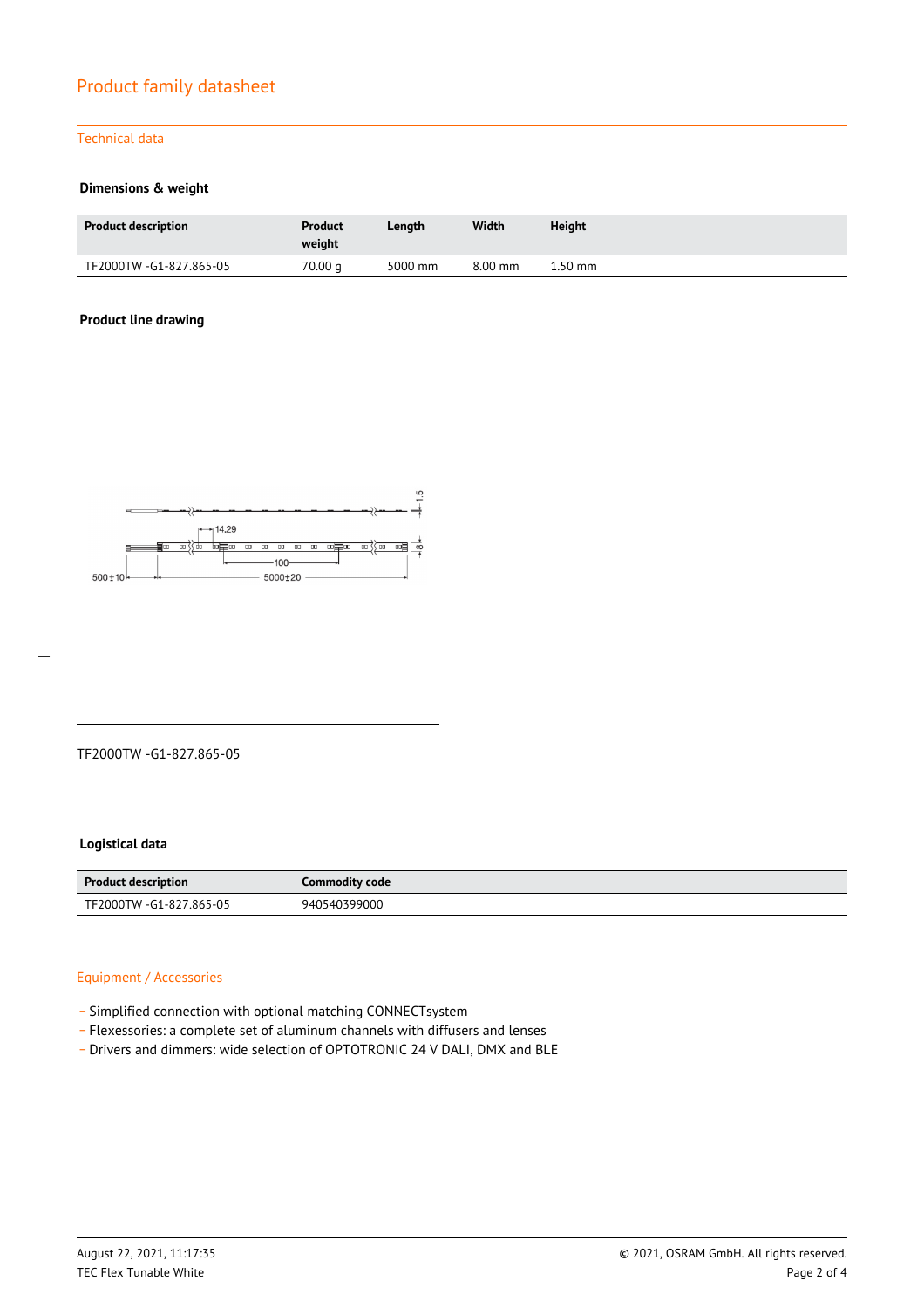# Product family datasheet

## Technical data

### Dimensions & weight

| Product description | Product weight | Length | Width | Height |
|---|---|---|---|---|
| TF2000TW -G1-827.865-05 | 70.00 g | 5000 mm | 8.00 mm | 1.50 mm |

### Product line drawing

14.29

100

500±10

5000±20

1.5

8

TF2000TW -G1-827.865-05

### Logistical data

| Product description | Commodity code |
|---|---|
| TF2000TW -G1-827.865-05 | 940540399000 |

## Equipment / Accessories

- Simplified connection with optional matching CONNECTsystem
- Flexessories: a complete set of aluminum channels with diffusers and lenses
- Drivers and dimmers: wide selection of OPTOTRONIC 24 V DALI, DMX and BLE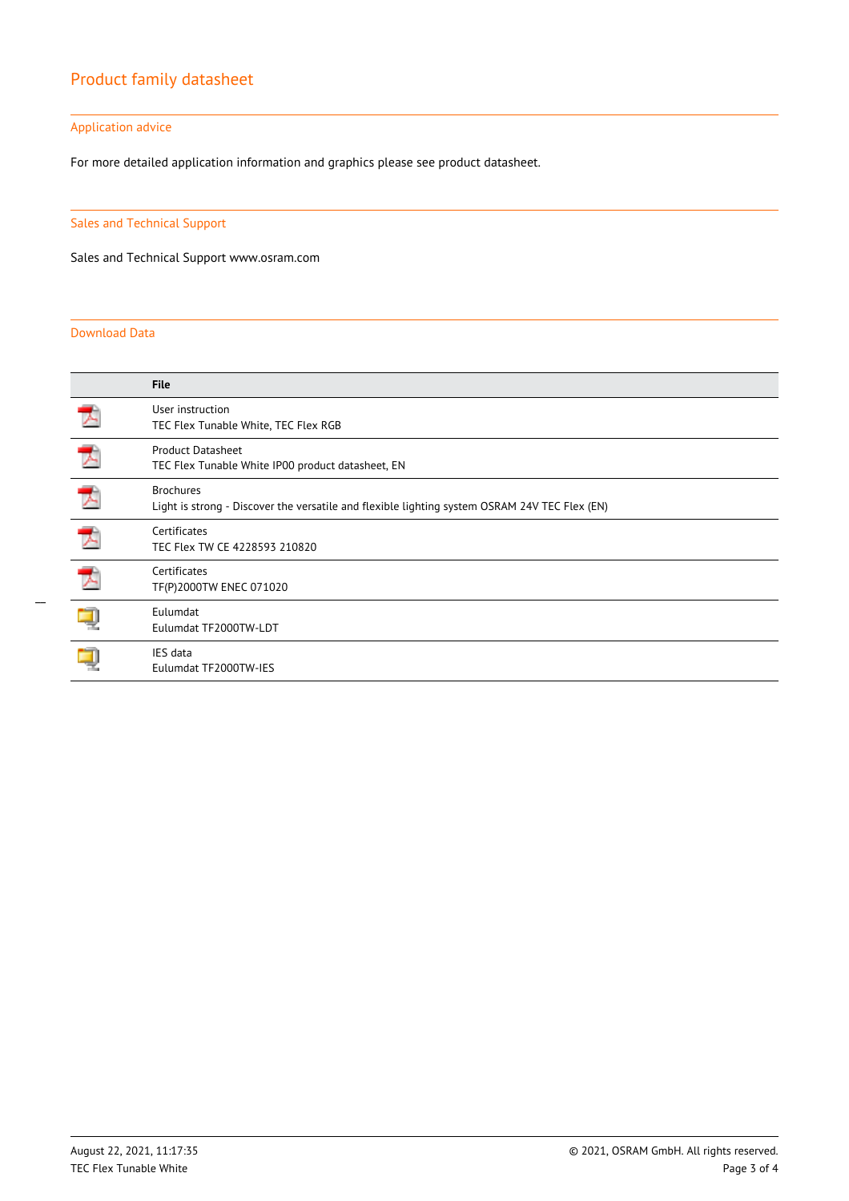# Product family datasheet

## Application advice

For more detailed application information and graphics please see product datasheet.

## Sales and Technical Support

Sales and Technical Support www.osram.com

## Download Data

| | File |
|---|---|
| | User instruction<br>TEC Flex Tunable White, TEC Flex RGB |
| | Product Datasheet<br>TEC Flex Tunable White IP00 product datasheet, EN |
| | Brochures<br>Light is strong - Discover the versatile and flexible lighting system OSRAM 24V TEC Flex (EN) |
| | Certificates<br>TEC Flex TW CE 4228593 210820 |
| | Certificates<br>TF(P)2000TW ENEC 071020 |
| | Eulumdat<br>Eulumdat TF2000TW-LDT |
| | IES data<br>Eulumdat TF2000TW-IES |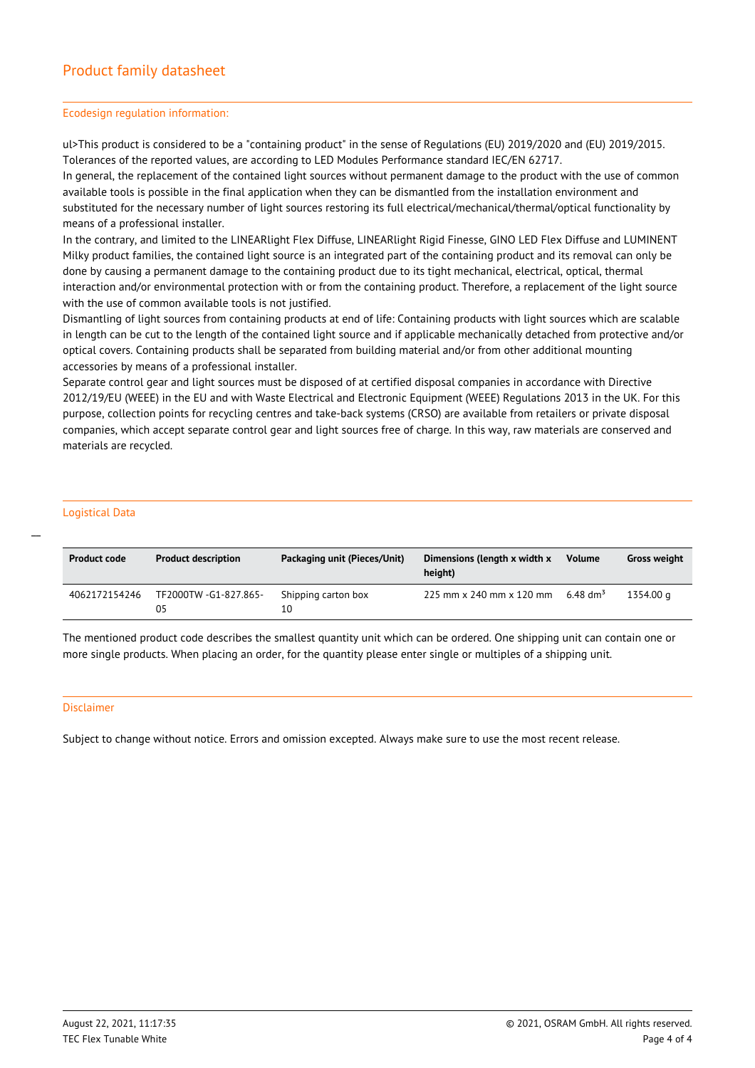## Ecodesign regulation information:

ul>This product is considered to be a "containing product" in the sense of Regulations (EU) 2019/2020 and (EU) 2019/2015. Tolerances of the reported values, are according to LED Modules Performance standard IEC/EN 62717.
In general, the replacement of the contained light sources without permanent damage to the product with the use of common available tools is possible in the final application when they can be dismantled from the installation environment and substituted for the necessary number of light sources restoring its full electrical/mechanical/thermal/optical functionality by means of a professional installer.
In the contrary, and limited to the LINEARlight Flex Diffuse, LINEARlight Rigid Finesse, GINO LED Flex Diffuse and LUMINENT Milky product families, the contained light source is an integrated part of the containing product and its removal can only be done by causing a permanent damage to the containing product due to its tight mechanical, electrical, optical, thermal interaction and/or environmental protection with or from the containing product. Therefore, a replacement of the light source with the use of common available tools is not justified.
Dismantling of light sources from containing products at end of life: Containing products with light sources which are scalable in length can be cut to the length of the contained light source and if applicable mechanically detached from protective and/or optical covers. Containing products shall be separated from building material and/or from other additional mounting accessories by means of a professional installer.
Separate control gear and light sources must be disposed of at certified disposal companies in accordance with Directive 2012/19/EU (WEEE) in the EU and with Waste Electrical and Electronic Equipment (WEEE) Regulations 2013 in the UK. For this purpose, collection points for recycling centres and take-back systems (CRSO) are available from retailers or private disposal companies, which accept separate control gear and light sources free of charge. In this way, raw materials are conserved and materials are recycled.

## Logistical Data

| Product code | Product description | Packaging unit (Pieces/Unit) | Dimensions (length x width x height) | Volume | Gross weight |
|---|---|---|---|---|---|
| 4062172154246 | TF2000TW -G1-827.865-05 | Shipping carton box 10 | 225 mm x 240 mm x 120 mm | 6.48 dm³ | 1354.00 g |

The mentioned product code describes the smallest quantity unit which can be ordered. One shipping unit can contain one or more single products. When placing an order, for the quantity please enter single or multiples of a shipping unit.

## Disclaimer

Subject to change without notice. Errors and omission excepted. Always make sure to use the most recent release.